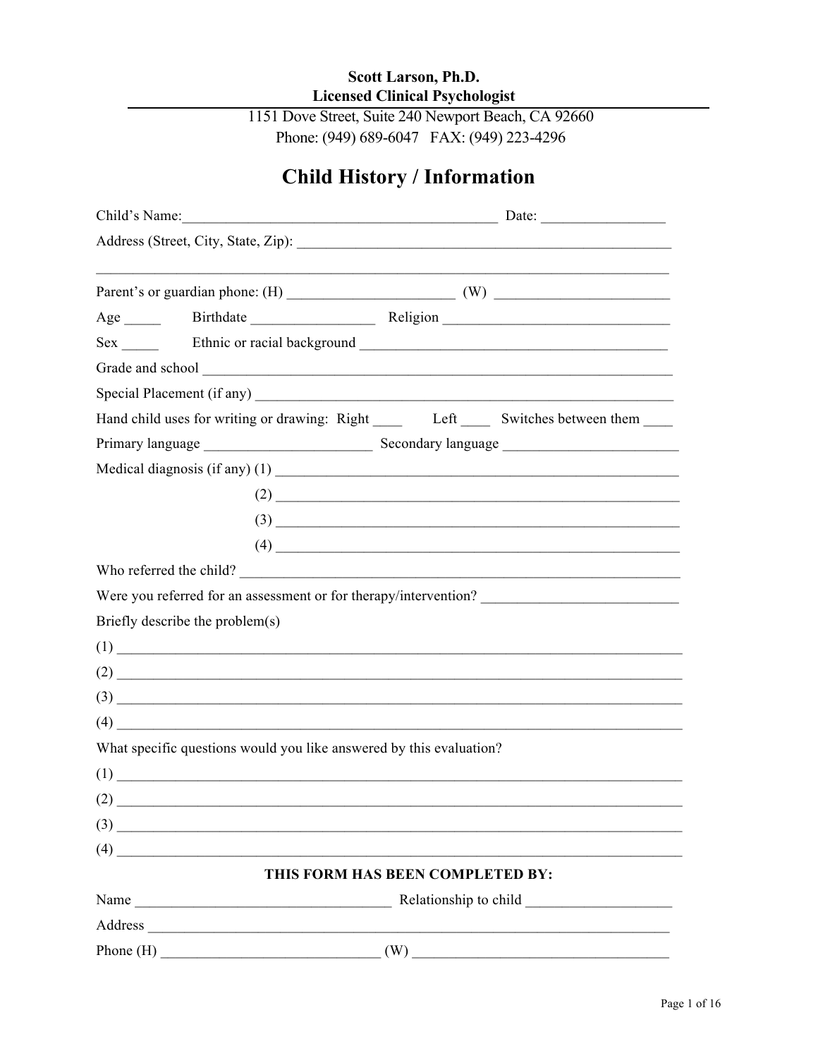**Scott Larson, Ph.D.**
**Licensed Clinical Psychologist**

1151 Dove Street, Suite 240 Newport Beach, CA 92660
Phone: (949) 689-6047 FAX: (949) 223-4296

# Child History / Information

Child's Name:_____________________________________________ Date: _________________

Address (Street, City, State, Zip): ______________________________________________________

_________________________________________________________________________________

Parent's or guardian phone: (H) _______________________ (W) _________________________

Age _____ Birthdate _________________ Religion _______________________________

Sex _____ Ethnic or racial background __________________________________________

Grade and school ______________________________________________________________

Special Placement (if any) _______________________________________________________

Hand child uses for writing or drawing: Right ____ Left ____ Switches between them ____

Primary language _______________________ Secondary language ________________________

Medical diagnosis (if any) (1) ________________________________________________________

(2) ________________________________________________________

(3) ________________________________________________________

(4) ________________________________________________________

Who referred the child? ___________________________________________________________

Were you referred for an assessment or for therapy/intervention? ___________________________

Briefly describe the problem(s)

(1) ______________________________________________________________________________

(2) ______________________________________________________________________________

(3) ______________________________________________________________________________

(4) ______________________________________________________________________________

What specific questions would you like answered by this evaluation?

(1) ______________________________________________________________________________

(2) ______________________________________________________________________________

(3) ______________________________________________________________________________

(4) ______________________________________________________________________________

**THIS FORM HAS BEEN COMPLETED BY:**

Name ____________________________________ Relationship to child ____________________

Address __________________________________________________________________________

Phone (H) ______________________________ (W) ____________________________________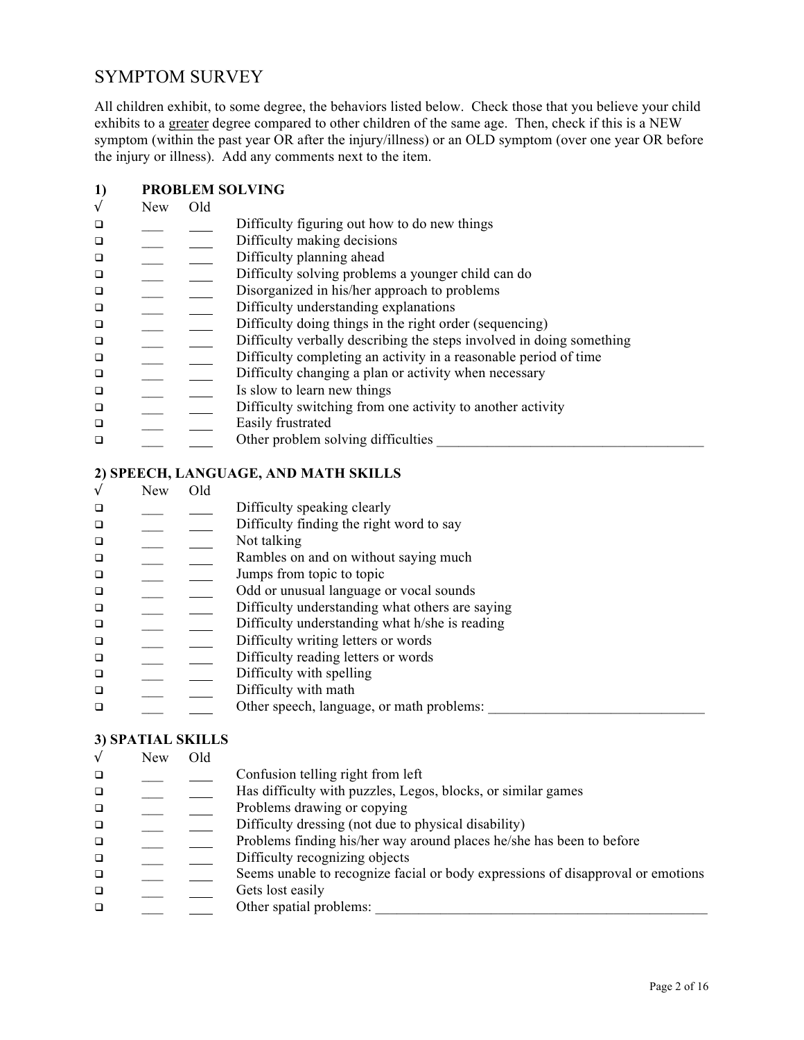# SYMPTOM SURVEY

All children exhibit, to some degree, the behaviors listed below. Check those that you believe your child exhibits to a <u>greater</u> degree compared to other children of the same age. Then, check if this is a NEW symptom (within the past year OR after the injury/illness) or an OLD symptom (over one year OR before the injury or illness). Add any comments next to the item.

## 1) PROBLEM SOLVING

| √ | New | Old | |
|---|---|---|---|
| ❑ | ___ | ___ | Difficulty figuring out how to do new things |
| ❑ | ___ | ___ | Difficulty making decisions |
| ❑ | ___ | ___ | Difficulty planning ahead |
| ❑ | ___ | ___ | Difficulty solving problems a younger child can do |
| ❑ | ___ | ___ | Disorganized in his/her approach to problems |
| ❑ | ___ | ___ | Difficulty understanding explanations |
| ❑ | ___ | ___ | Difficulty doing things in the right order (sequencing) |
| ❑ | ___ | ___ | Difficulty verbally describing the steps involved in doing something |
| ❑ | ___ | ___ | Difficulty completing an activity in a reasonable period of time |
| ❑ | ___ | ___ | Difficulty changing a plan or activity when necessary |
| ❑ | ___ | ___ | Is slow to learn new things |
| ❑ | ___ | ___ | Difficulty switching from one activity to another activity |
| ❑ | ___ | ___ | Easily frustrated |
| ❑ | ___ | ___ | Other problem solving difficulties ______________________________________ |

## 2) SPEECH, LANGUAGE, AND MATH SKILLS

| √ | New | Old | |
|---|---|---|---|
| ❑ | ___ | ___ | Difficulty speaking clearly |
| ❑ | ___ | ___ | Difficulty finding the right word to say |
| ❑ | ___ | ___ | Not talking |
| ❑ | ___ | ___ | Rambles on and on without saying much |
| ❑ | ___ | ___ | Jumps from topic to topic |
| ❑ | ___ | ___ | Odd or unusual language or vocal sounds |
| ❑ | ___ | ___ | Difficulty understanding what others are saying |
| ❑ | ___ | ___ | Difficulty understanding what h/she is reading |
| ❑ | ___ | ___ | Difficulty writing letters or words |
| ❑ | ___ | ___ | Difficulty reading letters or words |
| ❑ | ___ | ___ | Difficulty with spelling |
| ❑ | ___ | ___ | Difficulty with math |
| ❑ | ___ | ___ | Other speech, language, or math problems: ______________________________ |

## 3) SPATIAL SKILLS

| √ | New | Old | |
|---|---|---|---|
| ❑ | ___ | ___ | Confusion telling right from left |
| ❑ | ___ | ___ | Has difficulty with puzzles, Legos, blocks, or similar games |
| ❑ | ___ | ___ | Problems drawing or copying |
| ❑ | ___ | ___ | Difficulty dressing (not due to physical disability) |
| ❑ | ___ | ___ | Problems finding his/her way around places he/she has been to before |
| ❑ | ___ | ___ | Difficulty recognizing objects |
| ❑ | ___ | ___ | Seems unable to recognize facial or body expressions of disapproval or emotions |
| ❑ | ___ | ___ | Gets lost easily |
| ❑ | ___ | ___ | Other spatial problems: ________________________________________________ |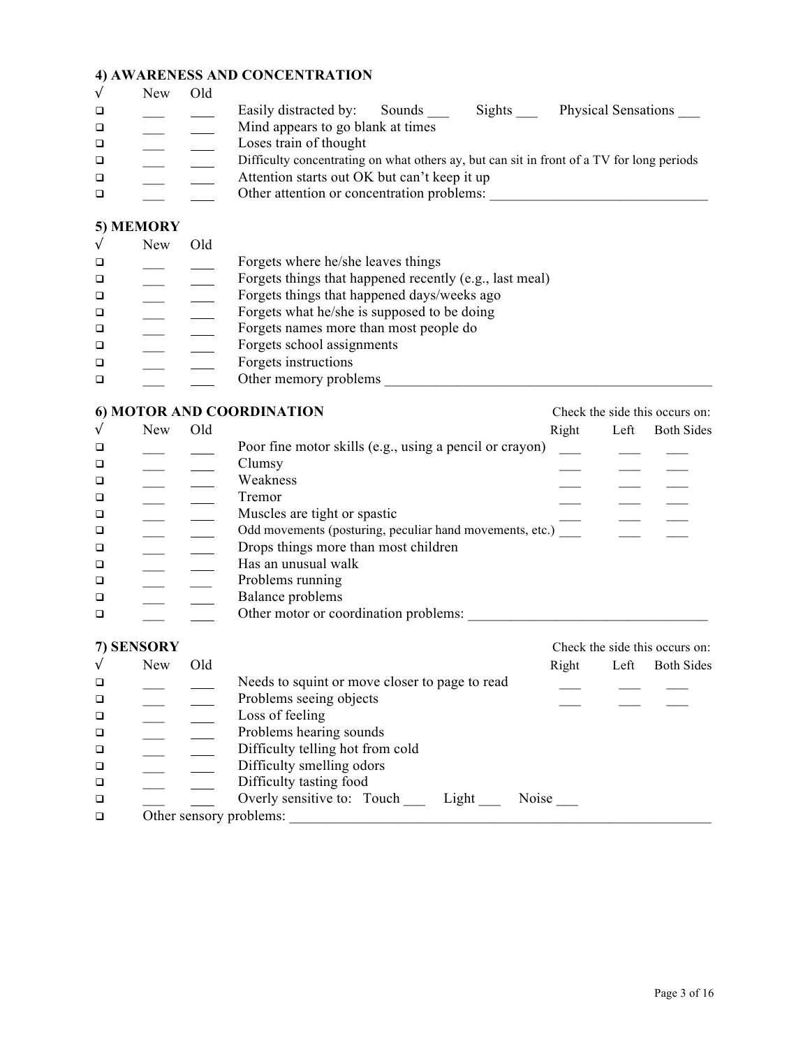## 4) AWARENESS AND CONCENTRATION

| √ | New | Old | |
|---|---|---|---|
| ❑ | ___ | ___ | Easily distracted by: Sounds ___ Sights ___ Physical Sensations ___ |
| ❑ | ___ | ___ | Mind appears to go blank at times |
| ❑ | ___ | ___ | Loses train of thought |
| ❑ | ___ | ___ | Difficulty concentrating on what others ay, but can sit in front of a TV for long periods |
| ❑ | ___ | ___ | Attention starts out OK but can't keep it up |
| ❑ | ___ | ___ | Other attention or concentration problems: ______________________________ |

## 5) MEMORY

| √ | New | Old | |
|---|---|---|---|
| ❑ | ___ | ___ | Forgets where he/she leaves things |
| ❑ | ___ | ___ | Forgets things that happened recently (e.g., last meal) |
| ❑ | ___ | ___ | Forgets things that happened days/weeks ago |
| ❑ | ___ | ___ | Forgets what he/she is supposed to be doing |
| ❑ | ___ | ___ | Forgets names more than most people do |
| ❑ | ___ | ___ | Forgets school assignments |
| ❑ | ___ | ___ | Forgets instructions |
| ❑ | ___ | ___ | Other memory problems ______________________________________________ |

## 6) MOTOR AND COORDINATION

Check the side this occurs on:

| √ | New | Old | | Right | Left | Both Sides |
|---|---|---|---|---|---|---|
| ❑ | ___ | ___ | Poor fine motor skills (e.g., using a pencil or crayon) | ___ | ___ | ___ |
| ❑ | ___ | ___ | Clumsy | ___ | ___ | ___ |
| ❑ | ___ | ___ | Weakness | ___ | ___ | ___ |
| ❑ | ___ | ___ | Tremor | ___ | ___ | ___ |
| ❑ | ___ | ___ | Muscles are tight or spastic | ___ | ___ | ___ |
| ❑ | ___ | ___ | Odd movements (posturing, peculiar hand movements, etc.) | ___ | ___ | ___ |
| ❑ | ___ | ___ | Drops things more than most children | | | |
| ❑ | ___ | ___ | Has an unusual walk | | | |
| ❑ | ___ | ___ | Problems running | | | |
| ❑ | ___ | ___ | Balance problems | | | |
| ❑ | ___ | ___ | Other motor or coordination problems: ________________________________ | | | |

## 7) SENSORY

Check the side this occurs on:

| √ | New | Old | | Right | Left | Both Sides |
|---|---|---|---|---|---|---|
| ❑ | ___ | ___ | Needs to squint or move closer to page to read | ___ | ___ | ___ |
| ❑ | ___ | ___ | Problems seeing objects | ___ | ___ | ___ |
| ❑ | ___ | ___ | Loss of feeling | | | |
| ❑ | ___ | ___ | Problems hearing sounds | | | |
| ❑ | ___ | ___ | Difficulty telling hot from cold | | | |
| ❑ | ___ | ___ | Difficulty smelling odors | | | |
| ❑ | ___ | ___ | Difficulty tasting food | | | |
| ❑ | ___ | ___ | Overly sensitive to: Touch ___ Light ___ Noise ___ | | | |

❑ Other sensory problems: ____________________________________________________________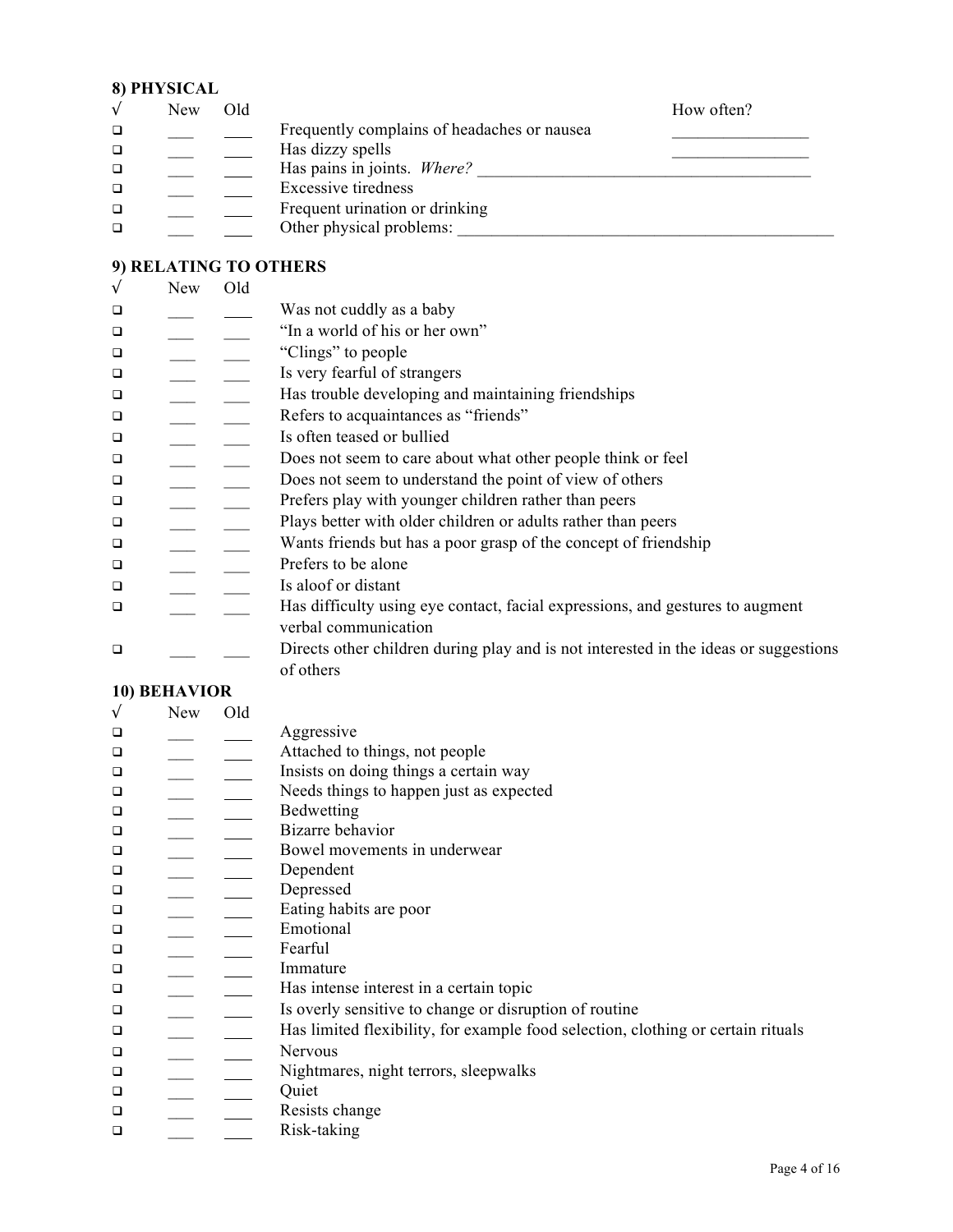## 8) PHYSICAL

| √ | New | Old | | How often? |
|---|---|---|---|---|
| ☐ | ___ | ___ | Frequently complains of headaches or nausea | ________________ |
| ☐ | ___ | ___ | Has dizzy spells | ________________ |
| ☐ | ___ | ___ | Has pains in joints. *Where?* ________________________________________ | |
| ☐ | ___ | ___ | Excessive tiredness | |
| ☐ | ___ | ___ | Frequent urination or drinking | |
| ☐ | ___ | ___ | Other physical problems: ______________________________________________ | |

## 9) RELATING TO OTHERS

| √ | New | Old | |
|---|---|---|---|
| ☐ | ___ | ___ | Was not cuddly as a baby |
| ☐ | ___ | ___ | "In a world of his or her own" |
| ☐ | ___ | ___ | "Clings" to people |
| ☐ | ___ | ___ | Is very fearful of strangers |
| ☐ | ___ | ___ | Has trouble developing and maintaining friendships |
| ☐ | ___ | ___ | Refers to acquaintances as "friends" |
| ☐ | ___ | ___ | Is often teased or bullied |
| ☐ | ___ | ___ | Does not seem to care about what other people think or feel |
| ☐ | ___ | ___ | Does not seem to understand the point of view of others |
| ☐ | ___ | ___ | Prefers play with younger children rather than peers |
| ☐ | ___ | ___ | Plays better with older children or adults rather than peers |
| ☐ | ___ | ___ | Wants friends but has a poor grasp of the concept of friendship |
| ☐ | ___ | ___ | Prefers to be alone |
| ☐ | ___ | ___ | Is aloof or distant |
| ☐ | ___ | ___ | Has difficulty using eye contact, facial expressions, and gestures to augment verbal communication |
| ☐ | ___ | ___ | Directs other children during play and is not interested in the ideas or suggestions of others |

## 10) BEHAVIOR

| √ | New | Old | |
|---|---|---|---|
| ☐ | ___ | ___ | Aggressive |
| ☐ | ___ | ___ | Attached to things, not people |
| ☐ | ___ | ___ | Insists on doing things a certain way |
| ☐ | ___ | ___ | Needs things to happen just as expected |
| ☐ | ___ | ___ | Bedwetting |
| ☐ | ___ | ___ | Bizarre behavior |
| ☐ | ___ | ___ | Bowel movements in underwear |
| ☐ | ___ | ___ | Dependent |
| ☐ | ___ | ___ | Depressed |
| ☐ | ___ | ___ | Eating habits are poor |
| ☐ | ___ | ___ | Emotional |
| ☐ | ___ | ___ | Fearful |
| ☐ | ___ | ___ | Immature |
| ☐ | ___ | ___ | Has intense interest in a certain topic |
| ☐ | ___ | ___ | Is overly sensitive to change or disruption of routine |
| ☐ | ___ | ___ | Has limited flexibility, for example food selection, clothing or certain rituals |
| ☐ | ___ | ___ | Nervous |
| ☐ | ___ | ___ | Nightmares, night terrors, sleepwalks |
| ☐ | ___ | ___ | Quiet |
| ☐ | ___ | ___ | Resists change |
| ☐ | ___ | ___ | Risk-taking |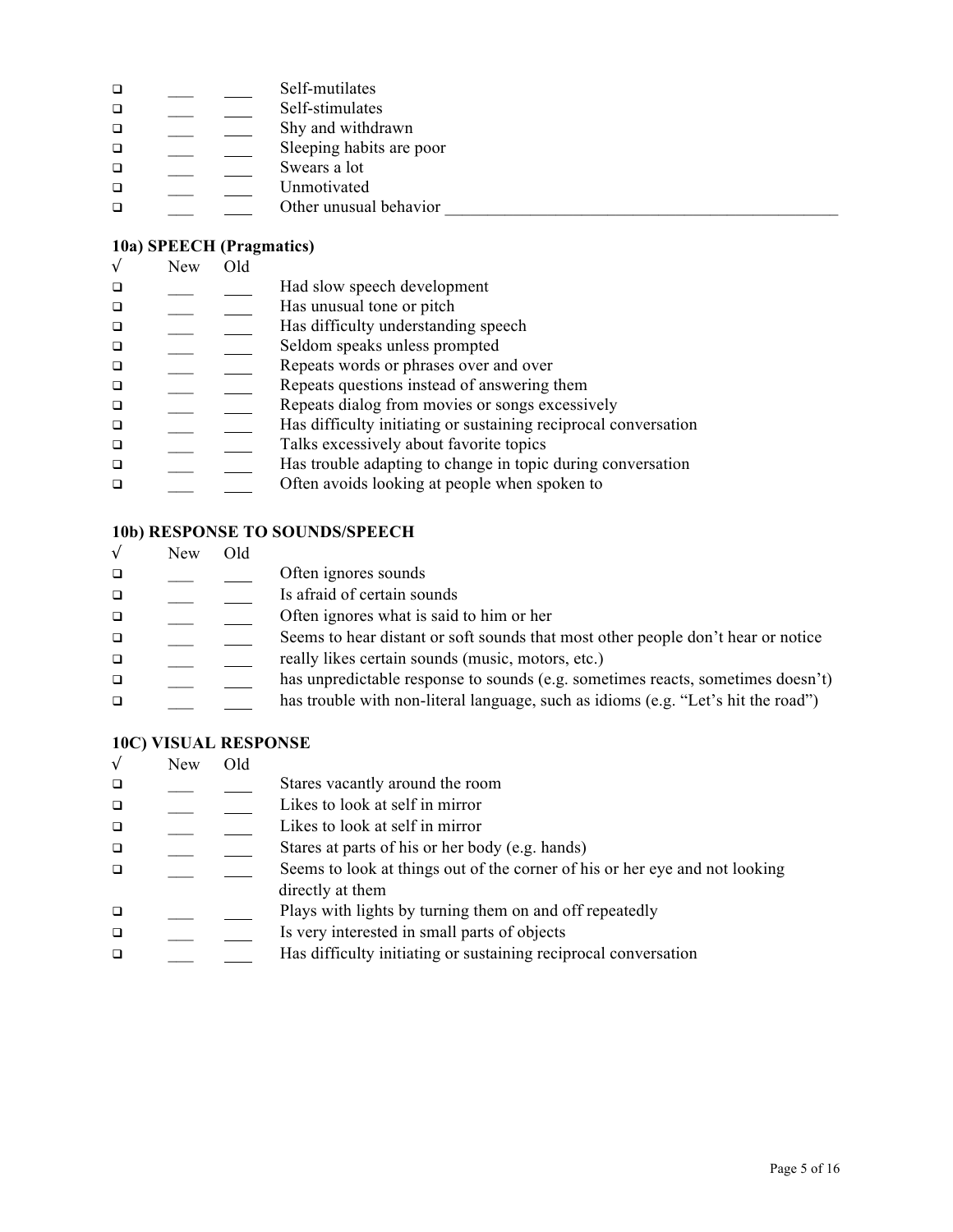| √ | New | Old | |
|---|---|---|---|
| ❑ | ___ | ___ | Self-mutilates |
| ❑ | ___ | ___ | Self-stimulates |
| ❑ | ___ | ___ | Shy and withdrawn |
| ❑ | ___ | ___ | Sleeping habits are poor |
| ❑ | ___ | ___ | Swears a lot |
| ❑ | ___ | ___ | Unmotivated |
| ❑ | ___ | ___ | Other unusual behavior ______________________________________________ |

### 10a) SPEECH (Pragmatics)

| √ | New | Old | |
|---|---|---|---|
| ❑ | ___ | ___ | Had slow speech development |
| ❑ | ___ | ___ | Has unusual tone or pitch |
| ❑ | ___ | ___ | Has difficulty understanding speech |
| ❑ | ___ | ___ | Seldom speaks unless prompted |
| ❑ | ___ | ___ | Repeats words or phrases over and over |
| ❑ | ___ | ___ | Repeats questions instead of answering them |
| ❑ | ___ | ___ | Repeats dialog from movies or songs excessively |
| ❑ | ___ | ___ | Has difficulty initiating or sustaining reciprocal conversation |
| ❑ | ___ | ___ | Talks excessively about favorite topics |
| ❑ | ___ | ___ | Has trouble adapting to change in topic during conversation |
| ❑ | ___ | ___ | Often avoids looking at people when spoken to |

### 10b) RESPONSE TO SOUNDS/SPEECH

| √ | New | Old | |
|---|---|---|---|
| ❑ | ___ | ___ | Often ignores sounds |
| ❑ | ___ | ___ | Is afraid of certain sounds |
| ❑ | ___ | ___ | Often ignores what is said to him or her |
| ❑ | ___ | ___ | Seems to hear distant or soft sounds that most other people don't hear or notice |
| ❑ | ___ | ___ | really likes certain sounds (music, motors, etc.) |
| ❑ | ___ | ___ | has unpredictable response to sounds (e.g. sometimes reacts, sometimes doesn't) |
| ❑ | ___ | ___ | has trouble with non-literal language, such as idioms (e.g. "Let's hit the road") |

### 10C) VISUAL RESPONSE

| √ | New | Old | |
|---|---|---|---|
| ❑ | ___ | ___ | Stares vacantly around the room |
| ❑ | ___ | ___ | Likes to look at self in mirror |
| ❑ | ___ | ___ | Likes to look at self in mirror |
| ❑ | ___ | ___ | Stares at parts of his or her body (e.g. hands) |
| ❑ | ___ | ___ | Seems to look at things out of the corner of his or her eye and not looking directly at them |
| ❑ | ___ | ___ | Plays with lights by turning them on and off repeatedly |
| ❑ | ___ | ___ | Is very interested in small parts of objects |
| ❑ | ___ | ___ | Has difficulty initiating or sustaining reciprocal conversation |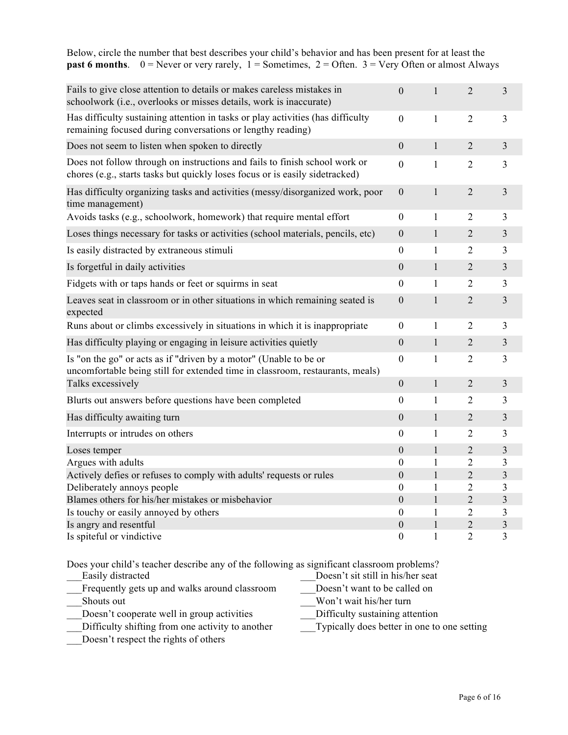Below, circle the number that best describes your child's behavior and has been present for at least the **past 6 months**. 0 = Never or very rarely, 1 = Sometimes, 2 = Often. 3 = Very Often or almost Always

| | | | | |
|---|---|---|---|---|
| Fails to give close attention to details or makes careless mistakes in schoolwork (i.e., overlooks or misses details, work is inaccurate) | 0 | 1 | 2 | 3 |
| Has difficulty sustaining attention in tasks or play activities (has difficulty remaining focused during conversations or lengthy reading) | 0 | 1 | 2 | 3 |
| Does not seem to listen when spoken to directly | 0 | 1 | 2 | 3 |
| Does not follow through on instructions and fails to finish school work or chores (e.g., starts tasks but quickly loses focus or is easily sidetracked) | 0 | 1 | 2 | 3 |
| Has difficulty organizing tasks and activities (messy/disorganized work, poor time management) | 0 | 1 | 2 | 3 |
| Avoids tasks (e.g., schoolwork, homework) that require mental effort | 0 | 1 | 2 | 3 |
| Loses things necessary for tasks or activities (school materials, pencils, etc) | 0 | 1 | 2 | 3 |
| Is easily distracted by extraneous stimuli | 0 | 1 | 2 | 3 |
| Is forgetful in daily activities | 0 | 1 | 2 | 3 |
| Fidgets with or taps hands or feet or squirms in seat | 0 | 1 | 2 | 3 |
| Leaves seat in classroom or in other situations in which remaining seated is expected | 0 | 1 | 2 | 3 |
| Runs about or climbs excessively in situations in which it is inappropriate | 0 | 1 | 2 | 3 |
| Has difficulty playing or engaging in leisure activities quietly | 0 | 1 | 2 | 3 |
| Is "on the go" or acts as if "driven by a motor" (Unable to be or uncomfortable being still for extended time in classroom, restaurants, meals) | 0 | 1 | 2 | 3 |
| Talks excessively | 0 | 1 | 2 | 3 |
| Blurts out answers before questions have been completed | 0 | 1 | 2 | 3 |
| Has difficulty awaiting turn | 0 | 1 | 2 | 3 |
| Interrupts or intrudes on others | 0 | 1 | 2 | 3 |
| Loses temper | 0 | 1 | 2 | 3 |
| Argues with adults | 0 | 1 | 2 | 3 |
| Actively defies or refuses to comply with adults' requests or rules | 0 | 1 | 2 | 3 |
| Deliberately annoys people | 0 | 1 | 2 | 3 |
| Blames others for his/her mistakes or misbehavior | 0 | 1 | 2 | 3 |
| Is touchy or easily annoyed by others | 0 | 1 | 2 | 3 |
| Is angry and resentful | 0 | 1 | 2 | 3 |
| Is spiteful or vindictive | 0 | 1 | 2 | 3 |

Does your child's teacher describe any of the following as significant classroom problems?

___Easily distracted
___Frequently gets up and walks around classroom
___Shouts out
___Doesn't cooperate well in group activities
___Difficulty shifting from one activity to another
___Doesn't respect the rights of others
___Doesn't sit still in his/her seat
___Doesn't want to be called on
___Won't wait his/her turn
___Difficulty sustaining attention
___Typically does better in one to one setting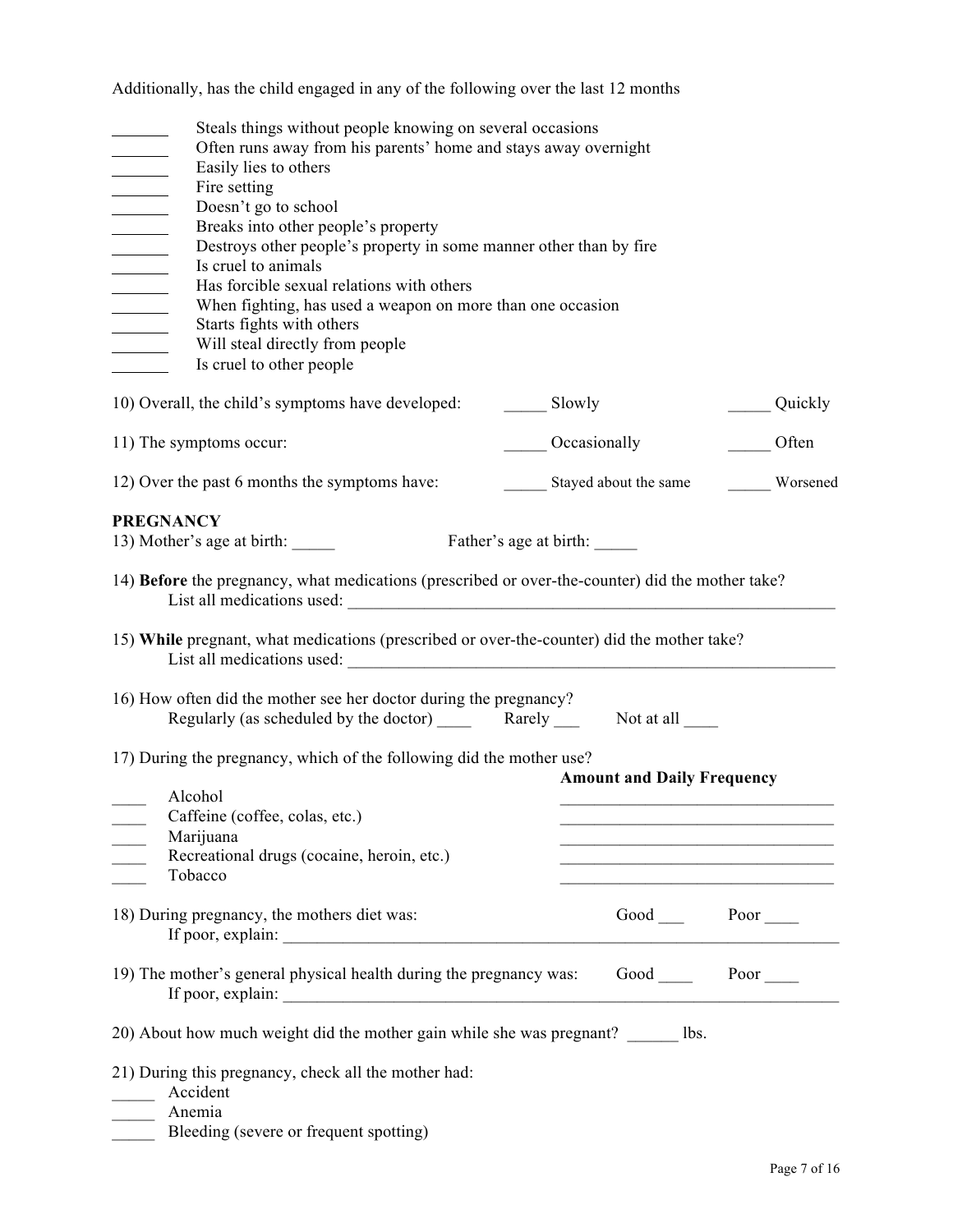Additionally, has the child engaged in any of the following over the last 12 months

_______ Steals things without people knowing on several occasions
_______ Often runs away from his parents' home and stays away overnight
_______ Easily lies to others
_______ Fire setting
_______ Doesn't go to school
_______ Breaks into other people's property
_______ Destroys other people's property in some manner other than by fire
_______ Is cruel to animals
_______ Has forcible sexual relations with others
_______ When fighting, has used a weapon on more than one occasion
_______ Starts fights with others
_______ Will steal directly from people
_______ Is cruel to other people

10) Overall, the child's symptoms have developed: _____ Slowly _____ Quickly

11) The symptoms occur: _____ Occasionally _____ Often

12) Over the past 6 months the symptoms have: _____ Stayed about the same _____ Worsened

**PREGNANCY**

13) Mother's age at birth: _____ Father's age at birth: _____

14) **Before** the pregnancy, what medications (prescribed or over-the-counter) did the mother take?
List all medications used: ____________________________________________________________

15) **While** pregnant, what medications (prescribed or over-the-counter) did the mother take?
List all medications used: ____________________________________________________________

16) How often did the mother see her doctor during the pregnancy?
Regularly (as scheduled by the doctor) ____ Rarely ___ Not at all ____

17) During the pregnancy, which of the following did the mother use?

| | | **Amount and Daily Frequency** |
|---|---|---|
| ____ | Alcohol | ________________________________ |
| ____ | Caffeine (coffee, colas, etc.) | ________________________________ |
| ____ | Marijuana | ________________________________ |
| ____ | Recreational drugs (cocaine, heroin, etc.) | ________________________________ |
| ____ | Tobacco | ________________________________ |

18) During pregnancy, the mothers diet was: Good ___ Poor ____
If poor, explain: ____________________________________________________________________

19) The mother's general physical health during the pregnancy was: Good ____ Poor ____
If poor, explain: ____________________________________________________________________

20) About how much weight did the mother gain while she was pregnant? ______ lbs.

21) During this pregnancy, check all the mother had:

_____ Accident
_____ Anemia
_____ Bleeding (severe or frequent spotting)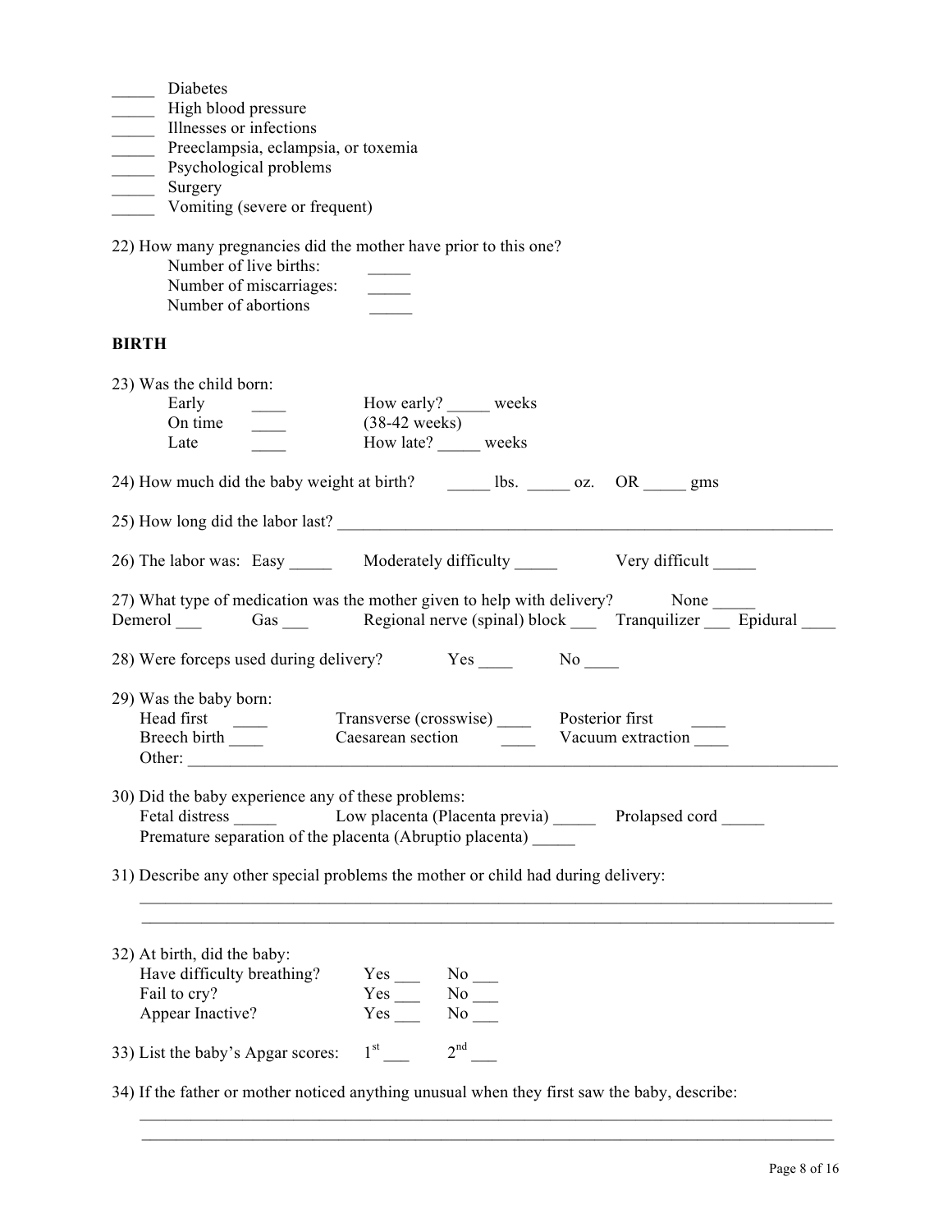_____ Diabetes
_____ High blood pressure
_____ Illnesses or infections
_____ Preeclampsia, eclampsia, or toxemia
_____ Psychological problems
_____ Surgery
_____ Vomiting (severe or frequent)

22) How many pregnancies did the mother have prior to this one?
    Number of live births: _____
    Number of miscarriages: _____
    Number of abortions _____

**BIRTH**

23) Was the child born:
    Early ____ How early? _____ weeks
    On time ____ (38-42 weeks)
    Late ____ How late? _____ weeks

24) How much did the baby weight at birth? _____ lbs. _____ oz. OR _____ gms

25) How long did the labor last? ____________________________________________________________

26) The labor was: Easy _____ Moderately difficulty _____ Very difficult _____

27) What type of medication was the mother given to help with delivery? None _____
Demerol ___ Gas ___ Regional nerve (spinal) block ___ Tranquilizer ___ Epidural ____

28) Were forceps used during delivery? Yes ____ No ____

29) Was the baby born:
    Head first ____ Transverse (crosswise) ____ Posterior first ____
    Breech birth ____ Caesarean section ____ Vacuum extraction ____
    Other: ______________________________________________________________________________

30) Did the baby experience any of these problems:
    Fetal distress _____ Low placenta (Placenta previa) _____ Prolapsed cord _____
    Premature separation of the placenta (Abruptio placenta) _____

31) Describe any other special problems the mother or child had during delivery:
______________________________________________________________________________
______________________________________________________________________________

32) At birth, did the baby:
    Have difficulty breathing? Yes ___ No ___
    Fail to cry? Yes ___ No ___
    Appear Inactive? Yes ___ No ___

33) List the baby's Apgar scores: 1st ___ 2nd ___

34) If the father or mother noticed anything unusual when they first saw the baby, describe:
______________________________________________________________________________
______________________________________________________________________________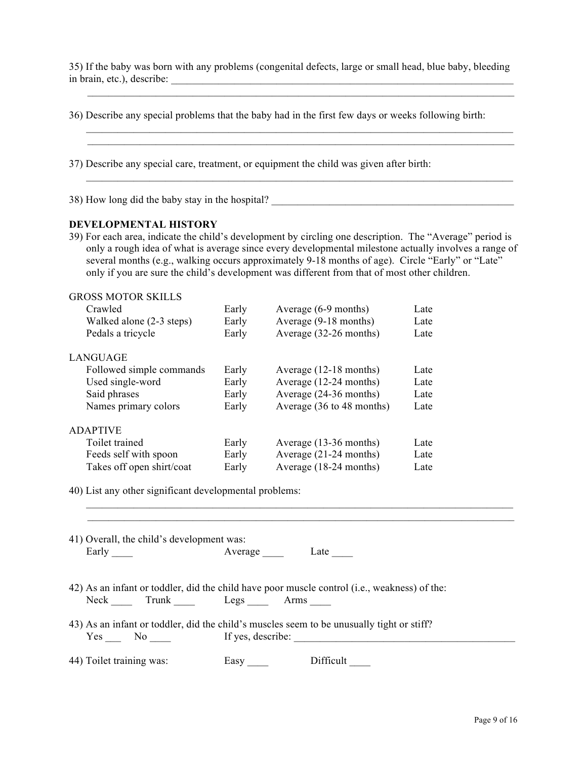35) If the baby was born with any problems (congenital defects, large or small head, blue baby, bleeding in brain, etc.), describe: ______________________________________________________________
______________________________________________________________________________

36) Describe any special problems that the baby had in the first few days or weeks following birth:
______________________________________________________________________________
______________________________________________________________________________

37) Describe any special care, treatment, or equipment the child was given after birth:
______________________________________________________________________________

38) How long did the baby stay in the hospital? ____________________________________________

**DEVELOPMENTAL HISTORY**

39) For each area, indicate the child's development by circling one description. The "Average" period is only a rough idea of what is average since every developmental milestone actually involves a range of several months (e.g., walking occurs approximately 9-18 months of age). Circle "Early" or "Late" only if you are sure the child's development was different from that of most other children.

| | | | |
|---|---|---|---|
| **GROSS MOTOR SKILLS** | | | |
| Crawled | Early | Average (6-9 months) | Late |
| Walked alone (2-3 steps) | Early | Average (9-18 months) | Late |
| Pedals a tricycle | Early | Average (32-26 months) | Late |
| **LANGUAGE** | | | |
| Followed simple commands | Early | Average (12-18 months) | Late |
| Used single-word | Early | Average (12-24 months) | Late |
| Said phrases | Early | Average (24-36 months) | Late |
| Names primary colors | Early | Average (36 to 48 months) | Late |
| **ADAPTIVE** | | | |
| Toilet trained | Early | Average (13-36 months) | Late |
| Feeds self with spoon | Early | Average (21-24 months) | Late |
| Takes off open shirt/coat | Early | Average (18-24 months) | Late |

40) List any other significant developmental problems:
______________________________________________________________________________
______________________________________________________________________________

41) Overall, the child's development was:
Early ____ Average ____ Late ____

42) As an infant or toddler, did the child have poor muscle control (i.e., weakness) of the:
Neck ____ Trunk ____ Legs ____ Arms ____

43) As an infant or toddler, did the child's muscles seem to be unusually tight or stiff?
Yes ___ No ____ If yes, describe: ___________________________________________

44) Toilet training was: Easy ____ Difficult ____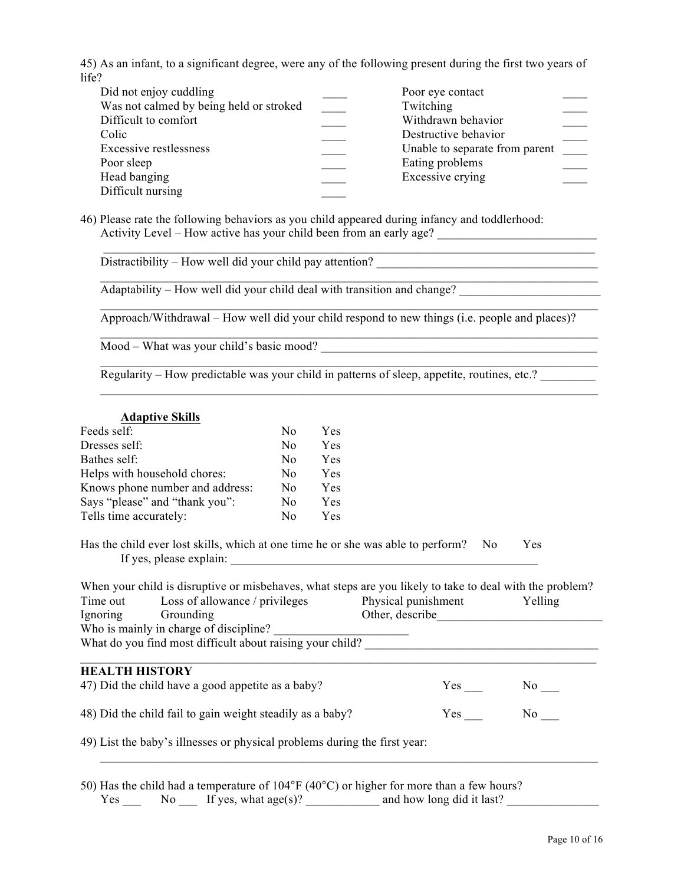45) As an infant, to a significant degree, were any of the following present during the first two years of life?

| | | | |
|---|---|---|---|
| Did not enjoy cuddling | ____ | Poor eye contact | ____ |
| Was not calmed by being held or stroked | ____ | Twitching | ____ |
| Difficult to comfort | ____ | Withdrawn behavior | ____ |
| Colic | ____ | Destructive behavior | ____ |
| Excessive restlessness | ____ | Unable to separate from parent | ____ |
| Poor sleep | ____ | Eating problems | ____ |
| Head banging | ____ | Excessive crying | ____ |
| Difficult nursing | ____ | | |

46) Please rate the following behaviors as you child appeared during infancy and toddlerhood:

Activity Level – How active has your child been from an early age? ___________________________
_____________________________________________________________________________

Distractibility – How well did your child pay attention? _______________________________________
_____________________________________________________________________________

Adaptability – How well did your child deal with transition and change? _________________________
_____________________________________________________________________________

Approach/Withdrawal – How well did your child respond to new things (i.e. people and places)?
_____________________________________________________________________________

Mood – What was your child's basic mood? _______________________________________________
_____________________________________________________________________________

Regularity – How predictable was your child in patterns of sleep, appetite, routines, etc.? _________
_____________________________________________________________________________

**Adaptive Skills**

| | | |
|---|---|---|
| Feeds self: | No | Yes |
| Dresses self: | No | Yes |
| Bathes self: | No | Yes |
| Helps with household chores: | No | Yes |
| Knows phone number and address: | No | Yes |
| Says "please" and "thank you": | No | Yes |
| Tells time accurately: | No | Yes |

Has the child ever lost skills, which at one time he or she was able to perform? No Yes

If yes, please explain: _______________________________________________________

When your child is disruptive or misbehaves, what steps are you likely to take to deal with the problem?

| | | | |
|---|---|---|---|
| Time out | Loss of allowance / privileges | Physical punishment | Yelling |
| Ignoring | Grounding | Other, describe___________________________ | |

Who is mainly in charge of discipline? ______________________

What do you find most difficult about raising your child? ______________________________________
_____________________________________________________________________________

## HEALTH HISTORY

47) Did the child have a good appetite as a baby? Yes ___ No ___

48) Did the child fail to gain weight steadily as a baby? Yes ___ No ___

49) List the baby's illnesses or physical problems during the first year:
_____________________________________________________________________________

50) Has the child had a temperature of 104°F (40°C) or higher for more than a few hours?

Yes ___ No ___ If yes, what age(s)? ____________ and how long did it last? _______________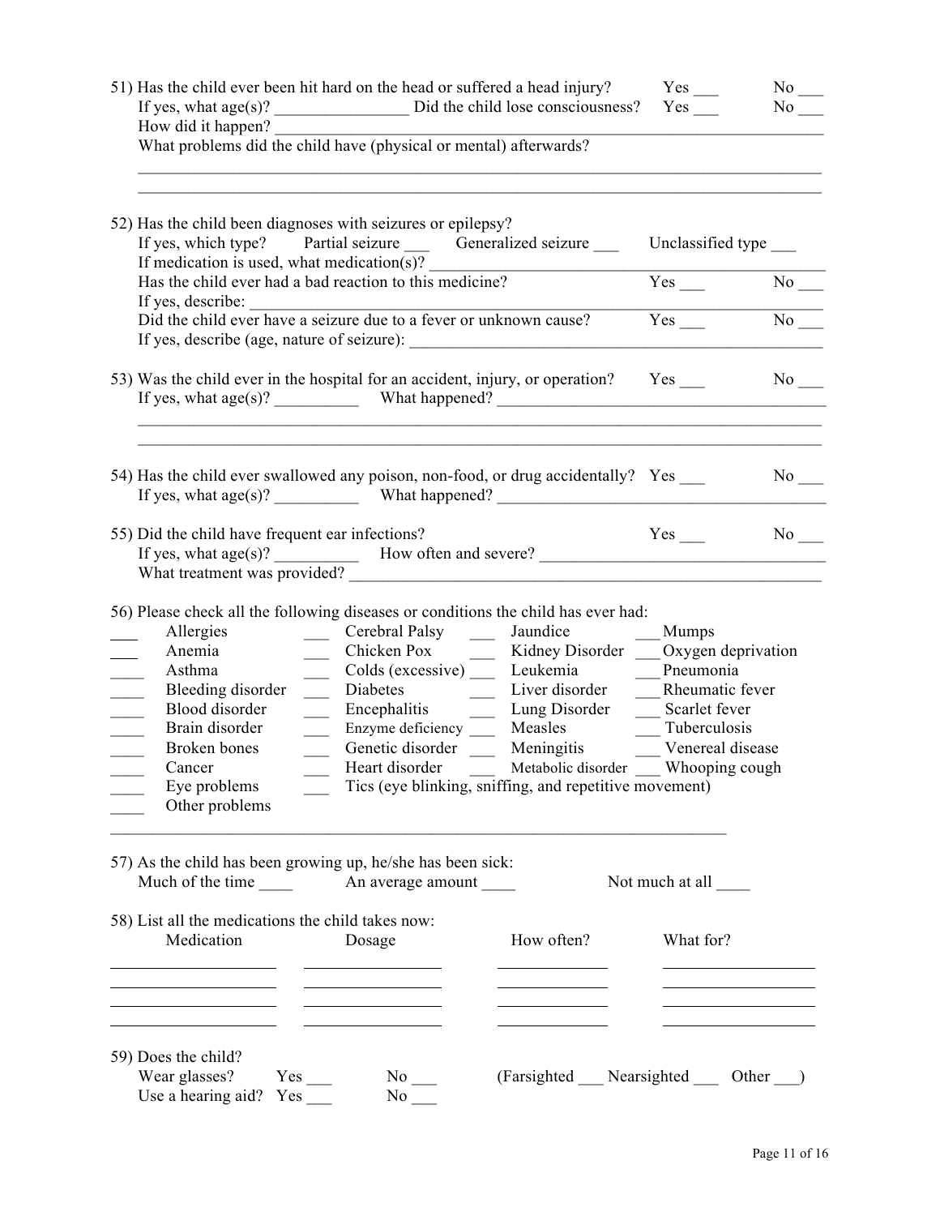51) Has the child ever been hit hard on the head or suffered a head injury? Yes ___ No ___
If yes, what age(s)? ________________ Did the child lose consciousness? Yes ___ No ___
How did it happen? ________________________________________________________________
What problems did the child have (physical or mental) afterwards?
__________________________________________________________________________________
__________________________________________________________________________________

52) Has the child been diagnoses with seizures or epilepsy?
If yes, which type? Partial seizure ___ Generalized seizure ___ Unclassified type ___
If medication is used, what medication(s)? ________________________________________________
Has the child ever had a bad reaction to this medicine? Yes ___ No ___
If yes, describe: _____________________________________________________________________
Did the child ever have a seizure due to a fever or unknown cause? Yes ___ No ___
If yes, describe (age, nature of seizure): _____________________________________________

53) Was the child ever in the hospital for an accident, injury, or operation? Yes ___ No ___
If yes, what age(s)? __________ What happened? _______________________________________
__________________________________________________________________________________
__________________________________________________________________________________

54) Has the child ever swallowed any poison, non-food, or drug accidentally? Yes ___ No ___
If yes, what age(s)? __________ What happened? _______________________________________

55) Did the child have frequent ear infections? Yes ___ No ___
If yes, what age(s)? __________ How often and severe? __________________________________
What treatment was provided? _______________________________________________________

56) Please check all the following diseases or conditions the child has ever had:

| | | | |
|---|---|---|---|
| ___ Allergies | ___ Cerebral Palsy | ___ Jaundice | ___ Mumps |
| ___ Anemia | ___ Chicken Pox | ___ Kidney Disorder | ___ Oxygen deprivation |
| ___ Asthma | ___ Colds (excessive) | ___ Leukemia | ___ Pneumonia |
| ___ Bleeding disorder | ___ Diabetes | ___ Liver disorder | ___ Rheumatic fever |
| ___ Blood disorder | ___ Encephalitis | ___ Lung Disorder | ___ Scarlet fever |
| ___ Brain disorder | ___ Enzyme deficiency | ___ Measles | ___ Tuberculosis |
| ___ Broken bones | ___ Genetic disorder | ___ Meningitis | ___ Venereal disease |
| ___ Cancer | ___ Heart disorder | ___ Metabolic disorder | ___ Whooping cough |
| ___ Eye problems | ___ Tics (eye blinking, sniffing, and repetitive movement) | | |
| ___ Other problems | | | |

__________________________________________________________________________________

57) As the child has been growing up, he/she has been sick:
Much of the time ____ An average amount ____ Not much at all ____

58) List all the medications the child takes now:

| Medication | Dosage | How often? | What for? |
|---|---|---|---|
| | | | |
| | | | |
| | | | |
| | | | |

59) Does the child?
Wear glasses? Yes ___ No ___ (Farsighted ___ Nearsighted ___ Other ___)
Use a hearing aid? Yes ___ No ___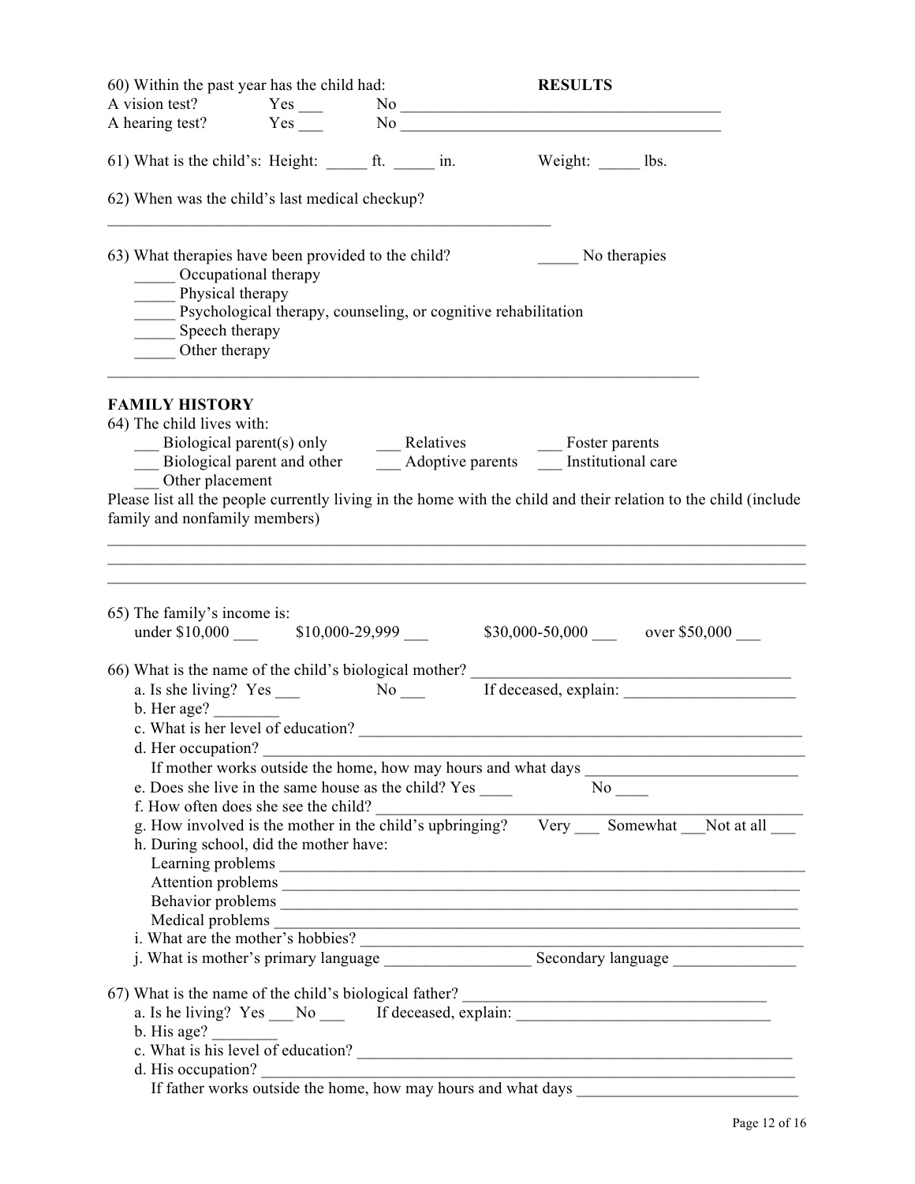60) Within the past year has the child had: **RESULTS**

A vision test? Yes ___ No ________________________________________

A hearing test? Yes ___ No ________________________________________

61) What is the child's: Height: _____ ft. _____ in. Weight: _____ lbs.

62) When was the child's last medical checkup?

________________________________________________________

63) What therapies have been provided to the child? _____ No therapies

_____ Occupational therapy
_____ Physical therapy
_____ Psychological therapy, counseling, or cognitive rehabilitation
_____ Speech therapy
_____ Other therapy

__________________________________________________________________________

**FAMILY HISTORY**

64) The child lives with:

___ Biological parent(s) only ___ Relatives ___ Foster parents
___ Biological parent and other ___ Adoptive parents ___ Institutional care
___ Other placement

Please list all the people currently living in the home with the child and their relation to the child (include family and nonfamily members)

______________________________________________________________________________________
______________________________________________________________________________________
______________________________________________________________________________________

65) The family's income is:

under $10,000 ___ $10,000-29,999 ___ $30,000-50,000 ___ over $50,000 ___

66) What is the name of the child's biological mother? ________________________________________

a. Is she living? Yes ___ No ___ If deceased, explain: _____________________
b. Her age? ________
c. What is her level of education? __________________________________________________________
d. Her occupation? ______________________________________________________________________
If mother works outside the home, how may hours and what days __________________________
e. Does she live in the same house as the child? Yes ____ No ____
f. How often does she see the child? _______________________________________________________
g. How involved is the mother in the child's upbringing? Very ___ Somewhat ___Not at all ___
h. During school, did the mother have:
Learning problems ____________________________________________________________________
Attention problems ___________________________________________________________________
Behavior problems ___________________________________________________________________
Medical problems ____________________________________________________________________
i. What are the mother's hobbies? ______________________________________________________
j. What is mother's primary language __________________ Secondary language _______________

67) What is the name of the child's biological father? ______________________________________

a. Is he living? Yes ___ No ___ If deceased, explain: ________________________________
b. His age? ________
c. What is his level of education? _________________________________________________________
d. His occupation? _____________________________________________________________________
If father works outside the home, how may hours and what days ___________________________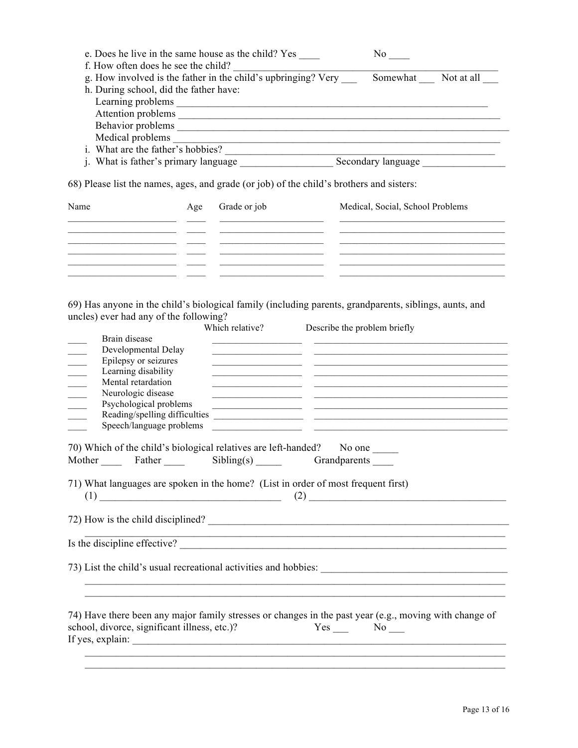e. Does he live in the same house as the child? Yes ____ No ____

f. How often does he see the child? ______________________________________________

g. How involved is the father in the child's upbringing? Very ___ Somewhat ___ Not at all ___

h. During school, did the father have:

Learning problems ________________________________________________________

Attention problems ________________________________________________________

Behavior problems ________________________________________________________

Medical problems ________________________________________________________

i. What are the father's hobbies? ______________________________________________

j. What is father's primary language _________________ Secondary language _______________

68) Please list the names, ages, and grade (or job) of the child's brothers and sisters:

| Name | Age | Grade or job | Medical, Social, School Problems |
|---|---|---|---|
| | | | |
| | | | |
| | | | |
| | | | |
| | | | |
| | | | |

69) Has anyone in the child's biological family (including parents, grandparents, siblings, aunts, and uncles) ever had any of the following?

| | | Which relative? | Describe the problem briefly |
|---|---|---|---|
| ____ | Brain disease | | |
| ____ | Developmental Delay | | |
| ____ | Epilepsy or seizures | | |
| ____ | Learning disability | | |
| ____ | Mental retardation | | |
| ____ | Neurologic disease | | |
| ____ | Psychological problems | | |
| ____ | Reading/spelling difficulties | | |
| ____ | Speech/language problems | | |

70) Which of the child's biological relatives are left-handed? No one _____

Mother ____ Father ____ Sibling(s) _____ Grandparents ____

71) What languages are spoken in the home? (List in order of most frequent first)

(1) ________________________________ (2) ________________________________

72) How is the child disciplined? ________________________________________________

____________________________________________________________________________

Is the discipline effective? ______________________________________________________

73) List the child's usual recreational activities and hobbies: ______________________________

____________________________________________________________________________

____________________________________________________________________________

74) Have there been any major family stresses or changes in the past year (e.g., moving with change of school, divorce, significant illness, etc.)? Yes ___ No ___

If yes, explain: ______________________________________________________________

____________________________________________________________________________

____________________________________________________________________________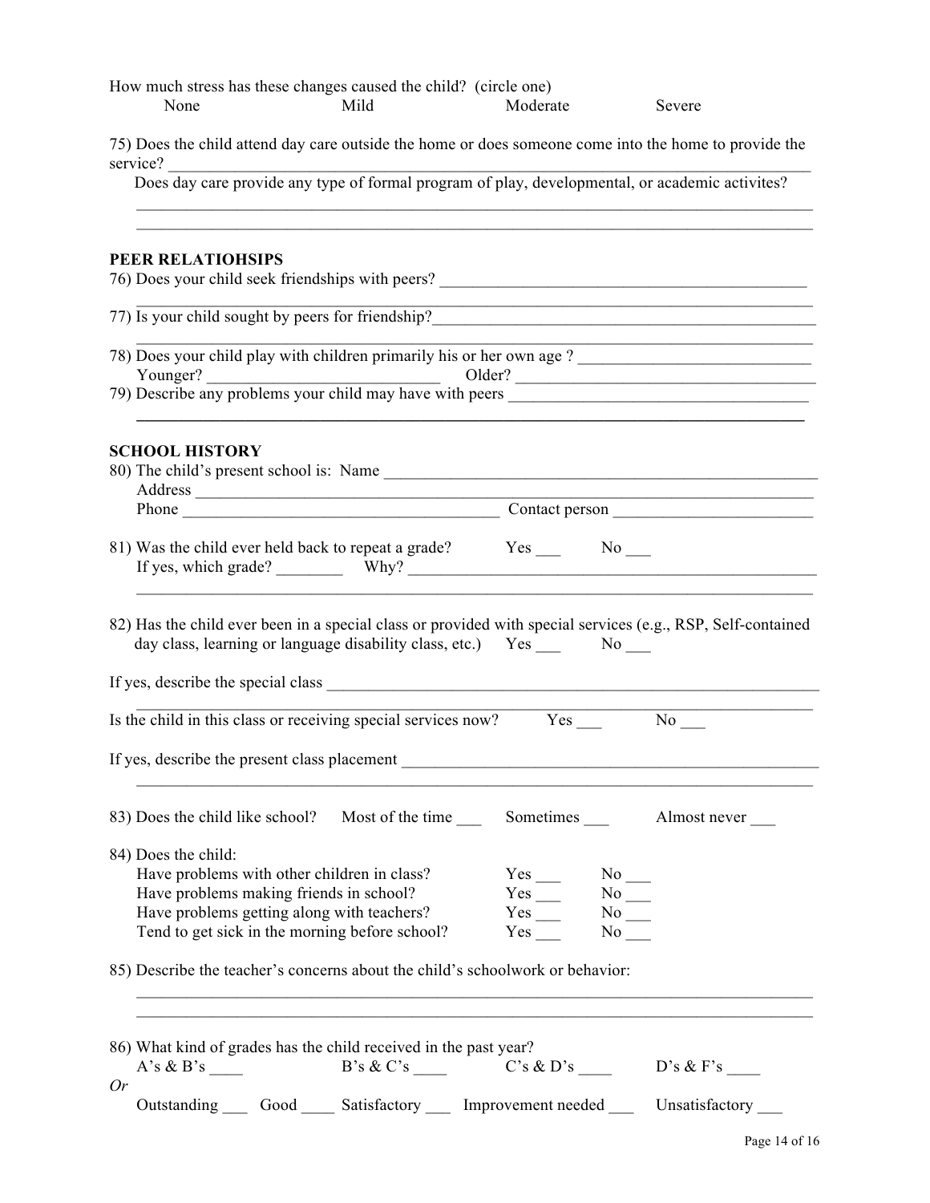How much stress has these changes caused the child? (circle one)

None Mild Moderate Severe

75) Does the child attend day care outside the home or does someone come into the home to provide the service? ____________________

Does day care provide any type of formal program of play, developmental, or academic activites?

____________________

____________________

**PEER RELATIOHSIPS**

76) Does your child seek friendships with peers? ____________________

____________________

77) Is your child sought by peers for friendship?____________________

____________________

78) Does your child play with children primarily his or her own age ? ____________________

Younger? ____________________ Older? ____________________

79) Describe any problems your child may have with peers ____________________

____________________

**SCHOOL HISTORY**

80) The child's present school is: Name ____________________

Address ____________________

Phone ____________________ Contact person ____________________

81) Was the child ever held back to repeat a grade? Yes ___ No ___

If yes, which grade? ________ Why? ____________________

____________________

82) Has the child ever been in a special class or provided with special services (e.g., RSP, Self-contained day class, learning or language disability class, etc.) Yes ___ No ___

If yes, describe the special class ____________________

____________________

Is the child in this class or receiving special services now? Yes ___ No ___

If yes, describe the present class placement ____________________

____________________

83) Does the child like school? Most of the time ___ Sometimes ___ Almost never ___

84) Does the child:

Have problems with other children in class? Yes ___ No ___

Have problems making friends in school? Yes ___ No ___

Have problems getting along with teachers? Yes ___ No ___

Tend to get sick in the morning before school? Yes ___ No ___

85) Describe the teacher's concerns about the child's schoolwork or behavior:

____________________

____________________

86) What kind of grades has the child received in the past year?

A's & B's ____ B's & C's ____ C's & D's ____ D's & F's ____

*Or*

Outstanding ___ Good ____ Satisfactory ___ Improvement needed ___ Unsatisfactory ___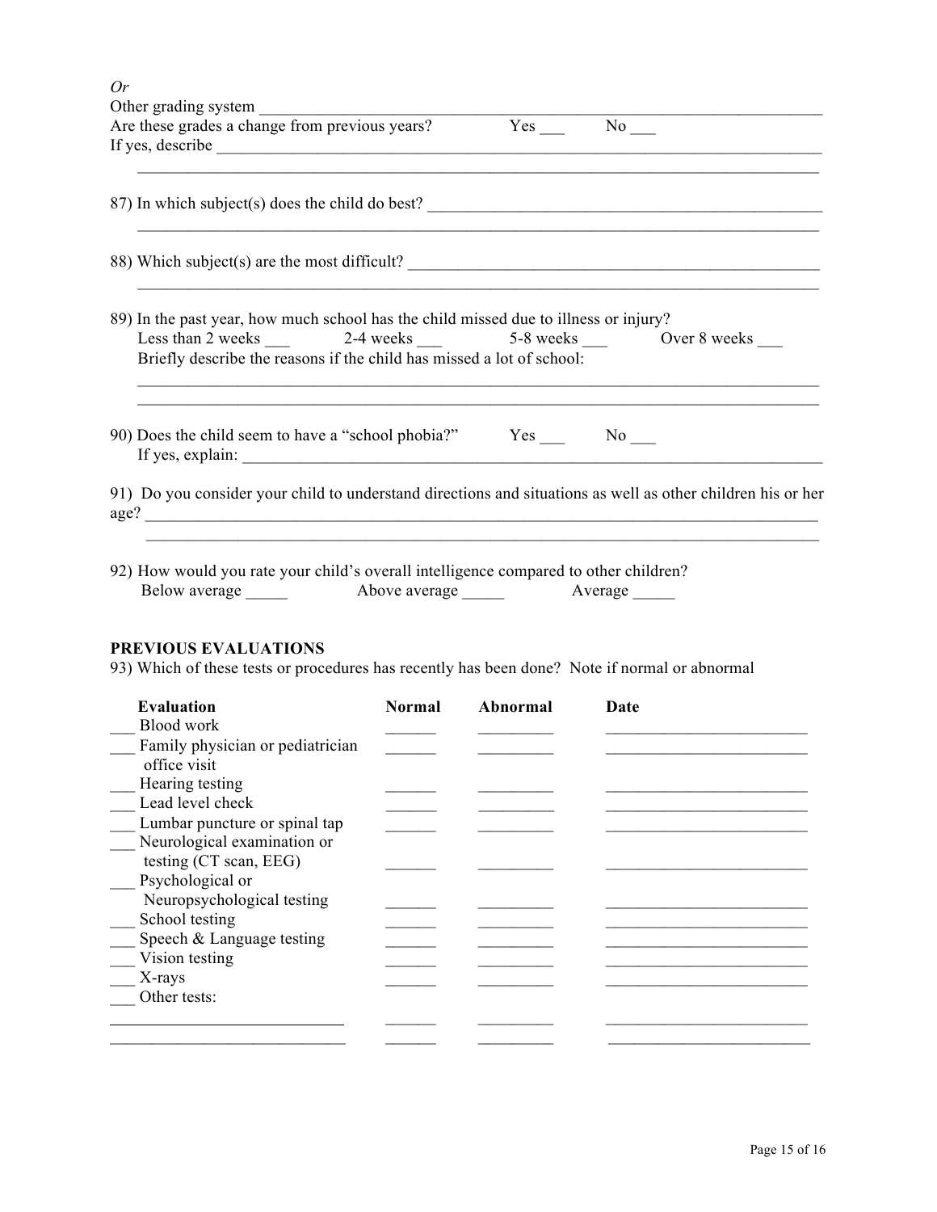*Or*

Other grading system ______________________________________________________________

Are these grades a change from previous years? Yes ___ No ___

If yes, describe ____________________________________________________________________

_____________________________________________________________________________

87) In which subject(s) does the child do best? ________________________________________

_____________________________________________________________________________

88) Which subject(s) are the most difficult? ___________________________________________

_____________________________________________________________________________

89) In the past year, how much school has the child missed due to illness or injury?

Less than 2 weeks ___ 2-4 weeks ___ 5-8 weeks ___ Over 8 weeks ___

Briefly describe the reasons if the child has missed a lot of school:

_____________________________________________________________________________

_____________________________________________________________________________

90) Does the child seem to have a "school phobia?" Yes ___ No ___

If yes, explain: ________________________________________________________________

91) Do you consider your child to understand directions and situations as well as other children his or her age? ________________________________________________________________________

_____________________________________________________________________________

92) How would you rate your child's overall intelligence compared to other children?

Below average _____ Above average _____ Average _____

**PREVIOUS EVALUATIONS**

93) Which of these tests or procedures has recently has been done? Note if normal or abnormal

| | Evaluation | Normal | Abnormal | Date |
|---|---|---|---|---|
| ___ | Blood work | ______ | _________ | ________________________ |
| ___ | Family physician or pediatrician office visit | ______ | _________ | ________________________ |
| ___ | Hearing testing | ______ | _________ | ________________________ |
| ___ | Lead level check | ______ | _________ | ________________________ |
| ___ | Lumbar puncture or spinal tap | ______ | _________ | ________________________ |
| ___ | Neurological examination or testing (CT scan, EEG) | ______ | _________ | ________________________ |
| ___ | Psychological or Neuropsychological testing | ______ | _________ | ________________________ |
| ___ | School testing | ______ | _________ | ________________________ |
| ___ | Speech & Language testing | ______ | _________ | ________________________ |
| ___ | Vision testing | ______ | _________ | ________________________ |
| ___ | X-rays | ______ | _________ | ________________________ |
| ___ | Other tests: | | | |
| | ____________________________ | ______ | _________ | ________________________ |
| | ____________________________ | ______ | _________ | ________________________ |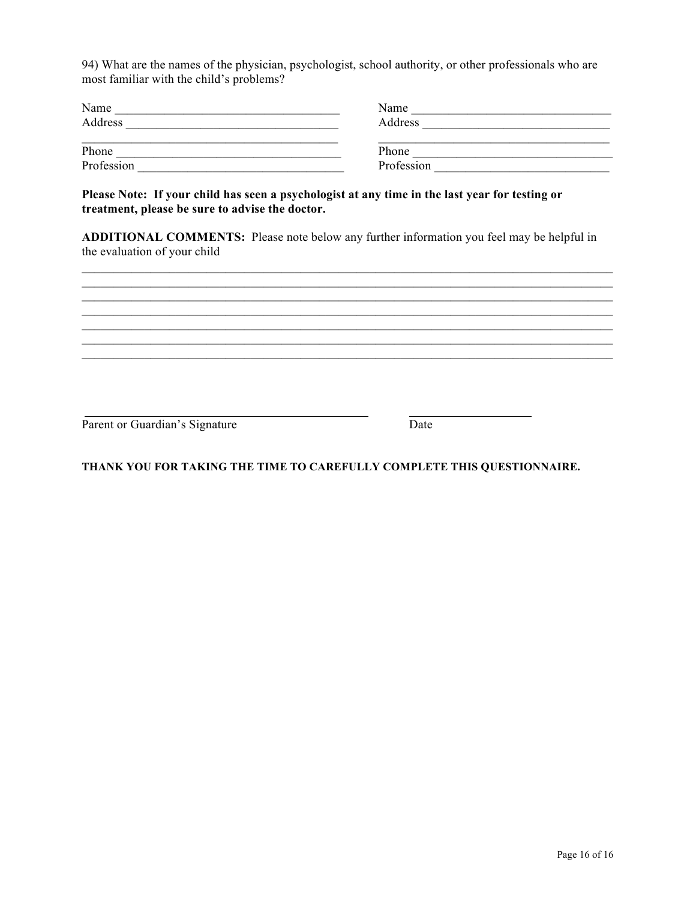94) What are the names of the physician, psychologist, school authority, or other professionals who are most familiar with the child's problems?

Name ___________________________________
Address _________________________________
_______________________________________
Phone __________________________________
Profession _______________________________

Name _______________________________
Address _____________________________
___________________________________
Phone _______________________________
Profession ___________________________

**Please Note: If your child has seen a psychologist at any time in the last year for testing or treatment, please be sure to advise the doctor.**

**ADDITIONAL COMMENTS:** Please note below any further information you feel may be helpful in the evaluation of your child

_____________________________________________________________________________________
_____________________________________________________________________________________
_____________________________________________________________________________________
_____________________________________________________________________________________
_____________________________________________________________________________________
_____________________________________________________________________________________
_____________________________________________________________________________________

_______________________________________ ____________________
Parent or Guardian's Signature Date

**THANK YOU FOR TAKING THE TIME TO CAREFULLY COMPLETE THIS QUESTIONNAIRE.**